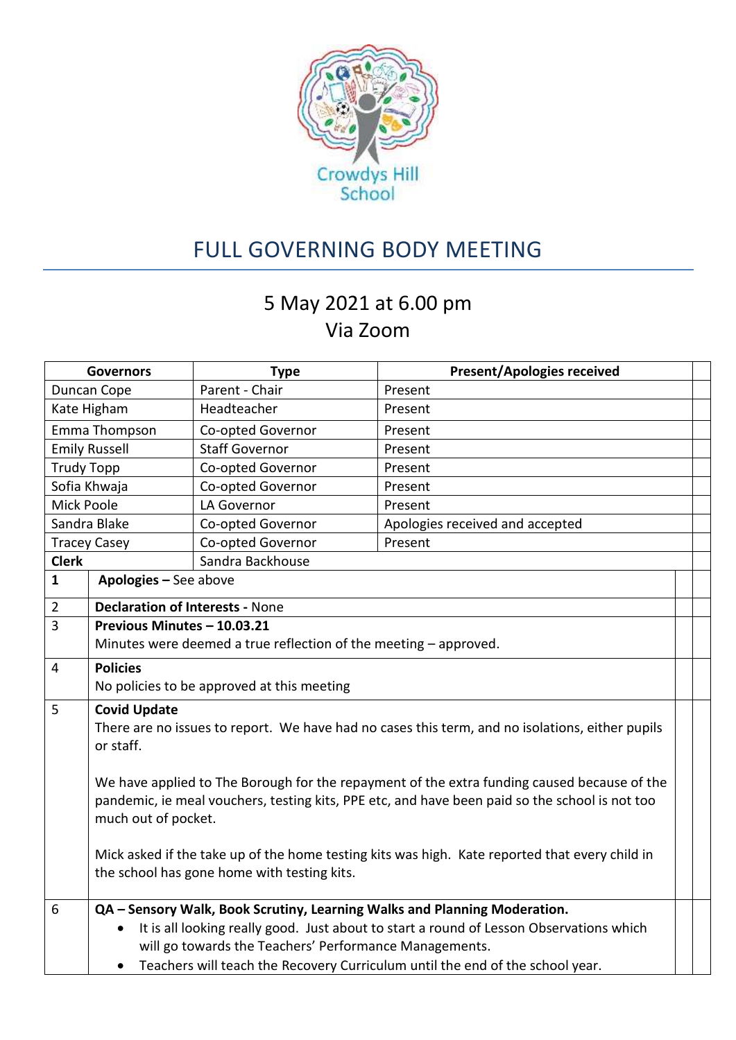Crowdys Hill School

# FULL GOVERNING BODY MEETING

## 5 May 2021 at 6.00 pm
## Via Zoom

| Governors | Type | Present/Apologies received |
|---|---|---|
| Duncan Cope | Parent - Chair | Present |
| Kate Higham | Headteacher | Present |
| Emma Thompson | Co-opted Governor | Present |
| Emily Russell | Staff Governor | Present |
| Trudy Topp | Co-opted Governor | Present |
| Sofia Khwaja | Co-opted Governor | Present |
| Mick Poole | LA Governor | Present |
| Sandra Blake | Co-opted Governor | Apologies received and accepted |
| Tracey Casey | Co-opted Governor | Present |
| **Clerk** | Sandra Backhouse | |

| | | |
|---|---|---|
| **1** | **Apologies –** See above | |
| 2 | **Declaration of Interests -** None | |
| 3 | **Previous Minutes – 10.03.21**<br>Minutes were deemed a true reflection of the meeting – approved. | |
| 4 | **Policies**<br>No policies to be approved at this meeting | |
| 5 | **Covid Update**<br>There are no issues to report. We have had no cases this term, and no isolations, either pupils or staff.<br><br>We have applied to The Borough for the repayment of the extra funding caused because of the pandemic, ie meal vouchers, testing kits, PPE etc, and have been paid so the school is not too much out of pocket.<br><br>Mick asked if the take up of the home testing kits was high. Kate reported that every child in the school has gone home with testing kits. | |
| 6 | **QA – Sensory Walk, Book Scrutiny, Learning Walks and Planning Moderation.**<br>• It is all looking really good. Just about to start a round of Lesson Observations which will go towards the Teachers' Performance Managements.<br>• Teachers will teach the Recovery Curriculum until the end of the school year. | |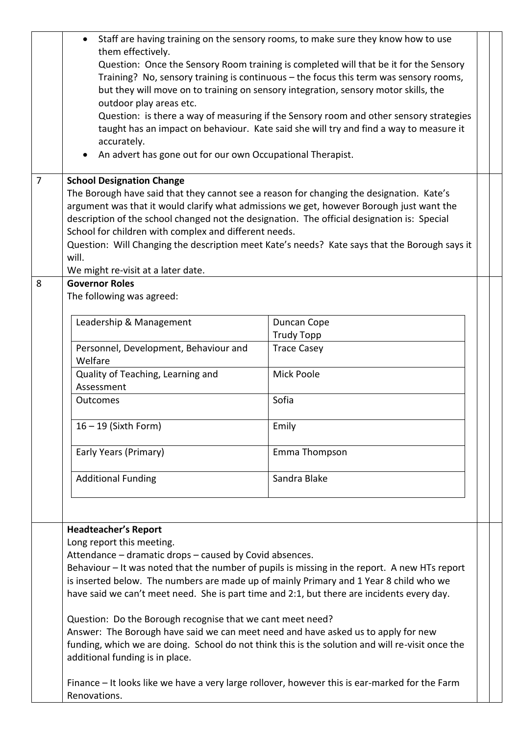- Staff are having training on the sensory rooms, to make sure they know how to use them effectively.

  Question: Once the Sensory Room training is completed will that be it for the Sensory Training? No, sensory training is continuous – the focus this term was sensory rooms, but they will move on to training on sensory integration, sensory motor skills, the outdoor play areas etc.

  Question: is there a way of measuring if the Sensory room and other sensory strategies taught has an impact on behaviour. Kate said she will try and find a way to measure it accurately.
- An advert has gone out for our own Occupational Therapist.

**7 School Designation Change**

The Borough have said that they cannot see a reason for changing the designation. Kate's argument was that it would clarify what admissions we get, however Borough just want the description of the school changed not the designation. The official designation is: Special School for children with complex and different needs.

Question: Will Changing the description meet Kate's needs? Kate says that the Borough says it will.

We might re-visit at a later date.

**8 Governor Roles**

The following was agreed:

| Role | Governor |
|---|---|
| Leadership & Management | Duncan Cope<br>Trudy Topp |
| Personnel, Development, Behaviour and Welfare | Trace Casey |
| Quality of Teaching, Learning and Assessment | Mick Poole |
| Outcomes | Sofia |
| 16 – 19 (Sixth Form) | Emily |
| Early Years (Primary) | Emma Thompson |
| Additional Funding | Sandra Blake |

**Headteacher's Report**

Long report this meeting.

Attendance – dramatic drops – caused by Covid absences.

Behaviour – It was noted that the number of pupils is missing in the report. A new HTs report is inserted below. The numbers are made up of mainly Primary and 1 Year 8 child who we have said we can't meet need. She is part time and 2:1, but there are incidents every day.

Question: Do the Borough recognise that we cant meet need?

Answer: The Borough have said we can meet need and have asked us to apply for new funding, which we are doing. School do not think this is the solution and will re-visit once the additional funding is in place.

Finance – It looks like we have a very large rollover, however this is ear-marked for the Farm Renovations.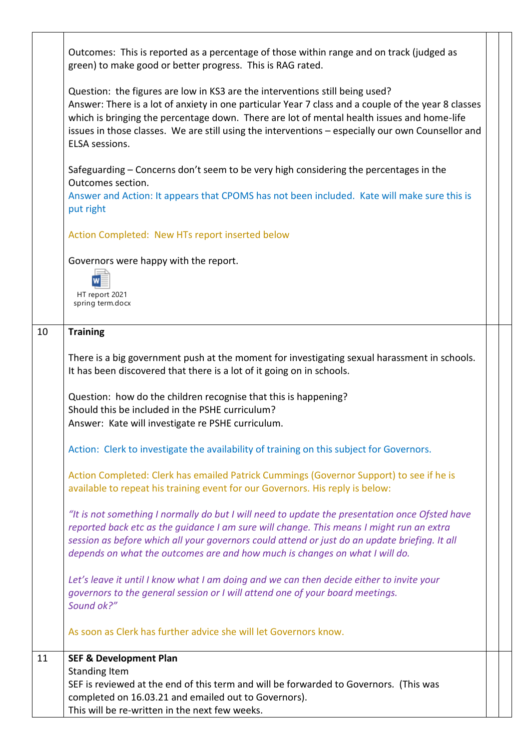| | | | |
|---|---|---|---|
| | Outcomes: This is reported as a percentage of those within range and on track (judged as green) to make good or better progress. This is RAG rated.<br><br>Question: the figures are low in KS3 are the interventions still being used?<br>Answer: There is a lot of anxiety in one particular Year 7 class and a couple of the year 8 classes which is bringing the percentage down. There are lot of mental health issues and home-life issues in those classes. We are still using the interventions – especially our own Counsellor and ELSA sessions.<br><br>Safeguarding – Concerns don't seem to be very high considering the percentages in the Outcomes section.<br>Answer and Action: It appears that CPOMS has not been included. Kate will make sure this is put right<br><br>Action Completed: New HTs report inserted below<br><br>Governors were happy with the report.<br><br>HT report 2021 spring term.docx | | |
| 10 | **Training**<br><br>There is a big government push at the moment for investigating sexual harassment in schools. It has been discovered that there is a lot of it going on in schools.<br><br>Question: how do the children recognise that this is happening?<br>Should this be included in the PSHE curriculum?<br>Answer: Kate will investigate re PSHE curriculum.<br><br>Action: Clerk to investigate the availability of training on this subject for Governors.<br><br>Action Completed: Clerk has emailed Patrick Cummings (Governor Support) to see if he is available to repeat his training event for our Governors. His reply is below:<br><br>*"It is not something I normally do but I will need to update the presentation once Ofsted have reported back etc as the guidance I am sure will change. This means I might run an extra session as before which all your governors could attend or just do an update briefing. It all depends on what the outcomes are and how much is changes on what I will do.*<br><br>*Let's leave it until I know what I am doing and we can then decide either to invite your governors to the general session or I will attend one of your board meetings.*<br>*Sound ok?"*<br><br>As soon as Clerk has further advice she will let Governors know. | | |
| 11 | **SEF & Development Plan**<br>Standing Item<br>SEF is reviewed at the end of this term and will be forwarded to Governors. (This was completed on 16.03.21 and emailed out to Governors).<br>This will be re-written in the next few weeks. | | |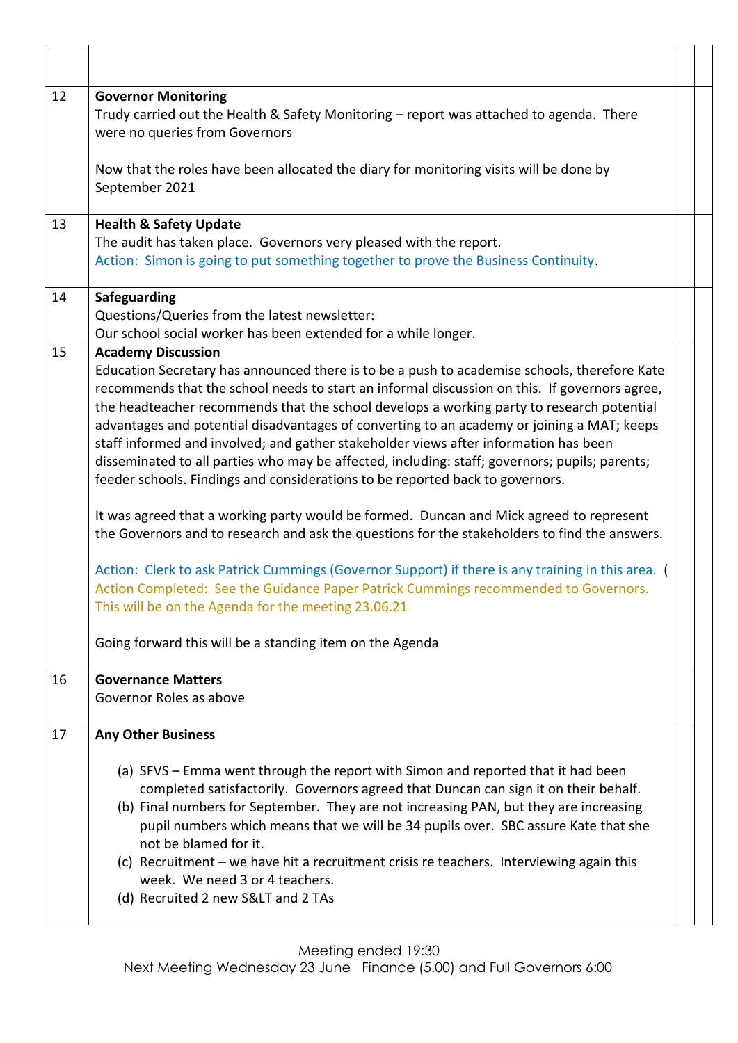| | | | |
|---|---|---|---|
| | | | |
| 12 | **Governor Monitoring**<br>Trudy carried out the Health & Safety Monitoring – report was attached to agenda. There were no queries from Governors<br><br>Now that the roles have been allocated the diary for monitoring visits will be done by September 2021 | | |
| 13 | **Health & Safety Update**<br>The audit has taken place. Governors very pleased with the report.<br>Action: Simon is going to put something together to prove the Business Continuity. | | |
| 14 | **Safeguarding**<br>Questions/Queries from the latest newsletter:<br>Our school social worker has been extended for a while longer. | | |
| 15 | **Academy Discussion**<br>Education Secretary has announced there is to be a push to academise schools, therefore Kate recommends that the school needs to start an informal discussion on this. If governors agree, the headteacher recommends that the school develops a working party to research potential advantages and potential disadvantages of converting to an academy or joining a MAT; keeps staff informed and involved; and gather stakeholder views after information has been disseminated to all parties who may be affected, including: staff; governors; pupils; parents; feeder schools. Findings and considerations to be reported back to governors.<br><br>It was agreed that a working party would be formed. Duncan and Mick agreed to represent the Governors and to research and ask the questions for the stakeholders to find the answers.<br><br>Action: Clerk to ask Patrick Cummings (Governor Support) if there is any training in this area. ( Action Completed: See the Guidance Paper Patrick Cummings recommended to Governors. This will be on the Agenda for the meeting 23.06.21<br><br>Going forward this will be a standing item on the Agenda | | |
| 16 | **Governance Matters**<br>Governor Roles as above | | |
| 17 | **Any Other Business**<br><br>(a) SFVS – Emma went through the report with Simon and reported that it had been completed satisfactorily. Governors agreed that Duncan can sign it on their behalf.<br>(b) Final numbers for September. They are not increasing PAN, but they are increasing pupil numbers which means that we will be 34 pupils over. SBC assure Kate that she not be blamed for it.<br>(c) Recruitment – we have hit a recruitment crisis re teachers. Interviewing again this week. We need 3 or 4 teachers.<br>(d) Recruited 2 new S&LT and 2 TAs | | |

Meeting ended 19:30
Next Meeting Wednesday 23 June Finance (5.00) and Full Governors 6:00